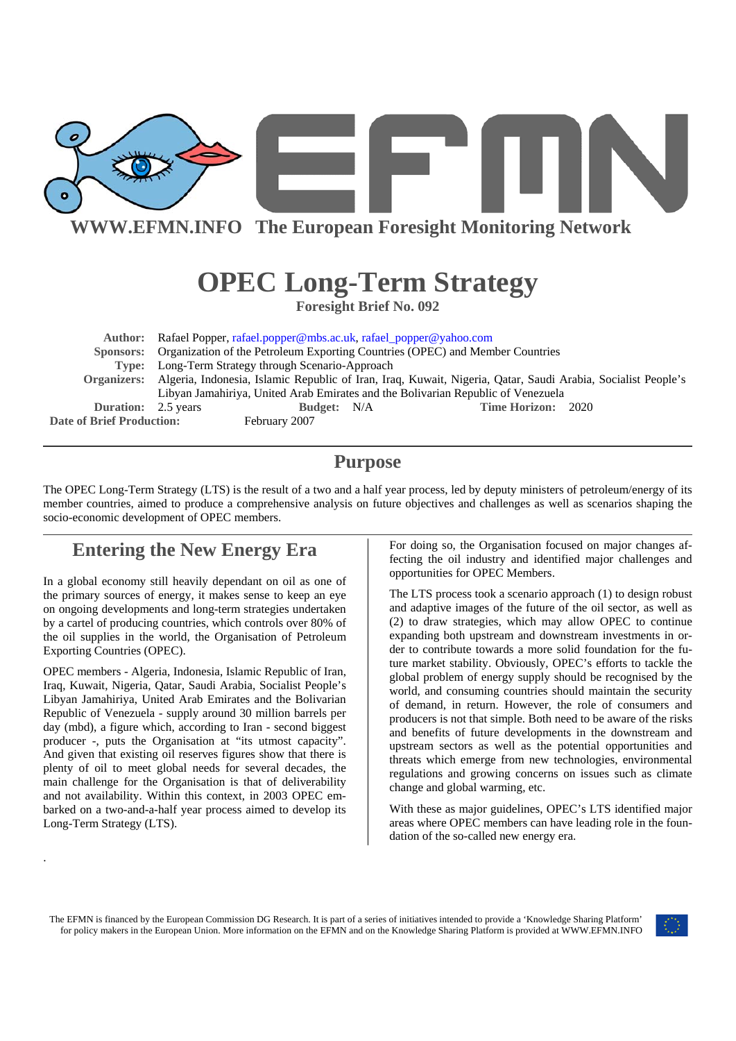**WWW.EFMN.INFO The European Foresight Monitoring Network**

# OPEC Long-Term Strategy

**Foresight Brief No. 092**

**Author:** Rafael Popper, rafael.popper@mbs.ac.uk, rafael_popper@yahoo.com
**Sponsors:** Organization of the Petroleum Exporting Countries (OPEC) and Member Countries
**Type:** Long-Term Strategy through Scenario-Approach
**Organizers:** Algeria, Indonesia, Islamic Republic of Iran, Iraq, Kuwait, Nigeria, Qatar, Saudi Arabia, Socialist People's Libyan Jamahiriya, United Arab Emirates and the Bolivarian Republic of Venezuela
**Duration:** 2.5 years **Budget:** N/A **Time Horizon:** 2020
**Date of Brief Production:** February 2007

## Purpose

The OPEC Long-Term Strategy (LTS) is the result of a two and a half year process, led by deputy ministers of petroleum/energy of its member countries, aimed to produce a comprehensive analysis on future objectives and challenges as well as scenarios shaping the socio-economic development of OPEC members.

## Entering the New Energy Era

In a global economy still heavily dependant on oil as one of the primary sources of energy, it makes sense to keep an eye on ongoing developments and long-term strategies undertaken by a cartel of producing countries, which controls over 80% of the oil supplies in the world, the Organisation of Petroleum Exporting Countries (OPEC).

OPEC members - Algeria, Indonesia, Islamic Republic of Iran, Iraq, Kuwait, Nigeria, Qatar, Saudi Arabia, Socialist People's Libyan Jamahiriya, United Arab Emirates and the Bolivarian Republic of Venezuela - supply around 30 million barrels per day (mbd), a figure which, according to Iran - second biggest producer -, puts the Organisation at "its utmost capacity". And given that existing oil reserves figures show that there is plenty of oil to meet global needs for several decades, the main challenge for the Organisation is that of deliverability and not availability. Within this context, in 2003 OPEC embarked on a two-and-a-half year process aimed to develop its Long-Term Strategy (LTS).

For doing so, the Organisation focused on major changes affecting the oil industry and identified major challenges and opportunities for OPEC Members.

The LTS process took a scenario approach (1) to design robust and adaptive images of the future of the oil sector, as well as (2) to draw strategies, which may allow OPEC to continue expanding both upstream and downstream investments in order to contribute towards a more solid foundation for the future market stability. Obviously, OPEC's efforts to tackle the global problem of energy supply should be recognised by the world, and consuming countries should maintain the security of demand, in return. However, the role of consumers and producers is not that simple. Both need to be aware of the risks and benefits of future developments in the downstream and upstream sectors as well as the potential opportunities and threats which emerge from new technologies, environmental regulations and growing concerns on issues such as climate change and global warming, etc.

With these as major guidelines, OPEC's LTS identified major areas where OPEC members can have leading role in the foundation of the so-called new energy era.

The EFMN is financed by the European Commission DG Research. It is part of a series of initiatives intended to provide a 'Knowledge Sharing Platform' for policy makers in the European Union. More information on the EFMN and on the Knowledge Sharing Platform is provided at WWW.EFMN.INFO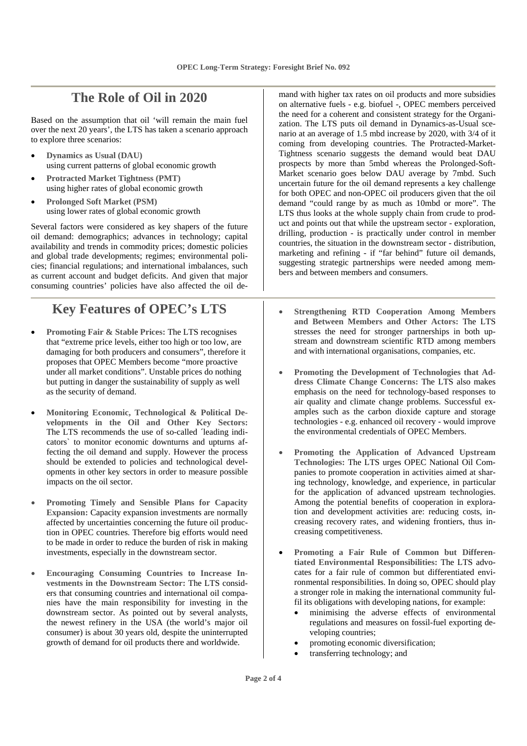# The Role of Oil in 2020

Based on the assumption that oil 'will remain the main fuel over the next 20 years', the LTS has taken a scenario approach to explore three scenarios:

- **Dynamics as Usual (DAU)**
  using current patterns of global economic growth
- **Protracted Market Tightness (PMT)**
  using higher rates of global economic growth
- **Prolonged Soft Market (PSM)**
  using lower rates of global economic growth

Several factors were considered as key shapers of the future oil demand: demographics; advances in technology; capital availability and trends in commodity prices; domestic policies and global trade developments; regimes; environmental policies; financial regulations; and international imbalances, such as current account and budget deficits. And given that major consuming countries' policies have also affected the oil demand with higher tax rates on oil products and more subsidies on alternative fuels - e.g. biofuel -, OPEC members perceived the need for a coherent and consistent strategy for the Organization. The LTS puts oil demand in Dynamics-as-Usual scenario at an average of 1.5 mbd increase by 2020, with 3/4 of it coming from developing countries. The Protracted-Market-Tightness scenario suggests the demand would beat DAU prospects by more than 5mbd whereas the Prolonged-Soft-Market scenario goes below DAU average by 7mbd. Such uncertain future for the oil demand represents a key challenge for both OPEC and non-OPEC oil producers given that the oil demand "could range by as much as 10mbd or more". The LTS thus looks at the whole supply chain from crude to product and points out that while the upstream sector - exploration, drilling, production - is practically under control in member countries, the situation in the downstream sector - distribution, marketing and refining - if "far behind" future oil demands, suggesting strategic partnerships were needed among members and between members and consumers.

# Key Features of OPEC's LTS

- **Promoting Fair & Stable Prices:** The LTS recognises that "extreme price levels, either too high or too low, are damaging for both producers and consumers", therefore it proposes that OPEC Members become "more proactive under all market conditions". Unstable prices do nothing but putting in danger the sustainability of supply as well as the security of demand.

- **Monitoring Economic, Technological & Political Developments in the Oil and Other Key Sectors:** The LTS recommends the use of so-called ´leading indicators` to monitor economic downturns and upturns affecting the oil demand and supply. However the process should be extended to policies and technological developments in other key sectors in order to measure possible impacts on the oil sector.

- **Promoting Timely and Sensible Plans for Capacity Expansion:** Capacity expansion investments are normally affected by uncertainties concerning the future oil production in OPEC countries. Therefore big efforts would need to be made in order to reduce the burden of risk in making investments, especially in the downstream sector.

- **Encouraging Consuming Countries to Increase Investments in the Downstream Sector:** The LTS considers that consuming countries and international oil companies have the main responsibility for investing in the downstream sector. As pointed out by several analysts, the newest refinery in the USA (the world's major oil consumer) is about 30 years old, despite the uninterrupted growth of demand for oil products there and worldwide.

- **Strengthening RTD Cooperation Among Members and Between Members and Other Actors:** The LTS stresses the need for stronger partnerships in both upstream and downstream scientific RTD among members and with international organisations, companies, etc.

- **Promoting the Development of Technologies that Address Climate Change Concerns:** The LTS also makes emphasis on the need for technology-based responses to air quality and climate change problems. Successful examples such as the carbon dioxide capture and storage technologies - e.g. enhanced oil recovery - would improve the environmental credentials of OPEC Members.

- **Promoting the Application of Advanced Upstream Technologies:** The LTS urges OPEC National Oil Companies to promote cooperation in activities aimed at sharing technology, knowledge, and experience, in particular for the application of advanced upstream technologies. Among the potential benefits of cooperation in exploration and development activities are: reducing costs, increasing recovery rates, and widening frontiers, thus increasing competitiveness.

- **Promoting a Fair Rule of Common but Differentiated Environmental Responsibilities:** The LTS advocates for a fair rule of common but differentiated environmental responsibilities. In doing so, OPEC should play a stronger role in making the international community fulfil its obligations with developing nations, for example:
  - minimising the adverse effects of environmental regulations and measures on fossil-fuel exporting developing countries;
  - promoting economic diversification;
  - transferring technology; and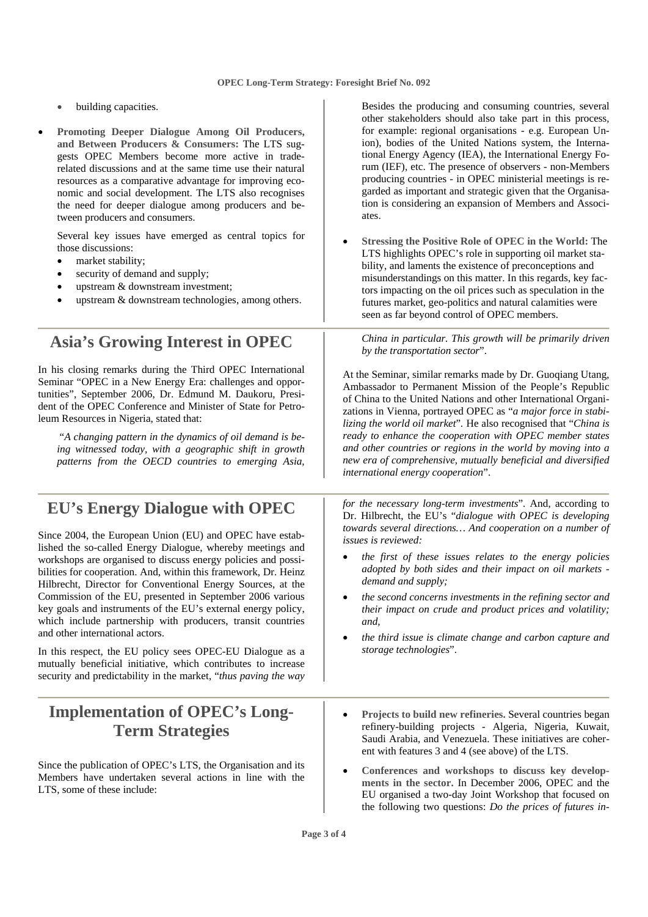- building capacities.

- **Promoting Deeper Dialogue Among Oil Producers, and Between Producers & Consumers:** The LTS suggests OPEC Members become more active in trade-related discussions and at the same time use their natural resources as a comparative advantage for improving economic and social development. The LTS also recognises the need for deeper dialogue among producers and between producers and consumers.

  Several key issues have emerged as central topics for those discussions:
  - market stability;
  - security of demand and supply;
  - upstream & downstream investment;
  - upstream & downstream technologies, among others.

  Besides the producing and consuming countries, several other stakeholders should also take part in this process, for example: regional organisations - e.g. European Union), bodies of the United Nations system, the International Energy Agency (IEA), the International Energy Forum (IEF), etc. The presence of observers - non-Members producing countries - in OPEC ministerial meetings is regarded as important and strategic given that the Organisation is considering an expansion of Members and Associates.

- **Stressing the Positive Role of OPEC in the World:** The LTS highlights OPEC's role in supporting oil market stability, and laments the existence of preconceptions and misunderstandings on this matter. In this regards, key factors impacting on the oil prices such as speculation in the futures market, geo-politics and natural calamities were seen as far beyond control of OPEC members.

## Asia's Growing Interest in OPEC

In his closing remarks during the Third OPEC International Seminar "OPEC in a New Energy Era: challenges and opportunities", September 2006, Dr. Edmund M. Daukoru, President of the OPEC Conference and Minister of State for Petroleum Resources in Nigeria, stated that:

> "*A changing pattern in the dynamics of oil demand is being witnessed today, with a geographic shift in growth patterns from the OECD countries to emerging Asia, China in particular. This growth will be primarily driven by the transportation sector*".

At the Seminar, similar remarks made by Dr. Guoqiang Utang, Ambassador to Permanent Mission of the People's Republic of China to the United Nations and other International Organizations in Vienna, portrayed OPEC as "*a major force in stabilizing the world oil market*". He also recognised that "*China is ready to enhance the cooperation with OPEC member states and other countries or regions in the world by moving into a new era of comprehensive, mutually beneficial and diversified international energy cooperation*".

## EU's Energy Dialogue with OPEC

Since 2004, the European Union (EU) and OPEC have established the so-called Energy Dialogue, whereby meetings and workshops are organised to discuss energy policies and possibilities for cooperation. And, within this framework, Dr. Heinz Hilbrecht, Director for Conventional Energy Sources, at the Commission of the EU, presented in September 2006 various key goals and instruments of the EU's external energy policy, which include partnership with producers, transit countries and other international actors.

In this respect, the EU policy sees OPEC-EU Dialogue as a mutually beneficial initiative, which contributes to increase security and predictability in the market, "*thus paving the way for the necessary long-term investments*". And, according to Dr. Hilbrecht, the EU's "*dialogue with OPEC is developing towards several directions… And cooperation on a number of issues is reviewed:*

- *the first of these issues relates to the energy policies adopted by both sides and their impact on oil markets - demand and supply;*
- *the second concerns investments in the refining sector and their impact on crude and product prices and volatility; and,*
- *the third issue is climate change and carbon capture and storage technologies*".

## Implementation of OPEC's Long-Term Strategies

Since the publication of OPEC's LTS, the Organisation and its Members have undertaken several actions in line with the LTS, some of these include:

- **Projects to build new refineries.** Several countries began refinery-building projects - Algeria, Nigeria, Kuwait, Saudi Arabia, and Venezuela. These initiatives are coherent with features 3 and 4 (see above) of the LTS.
- **Conferences and workshops to discuss key developments in the sector.** In December 2006, OPEC and the EU organised a two-day Joint Workshop that focused on the following two questions: *Do the prices of futures in-*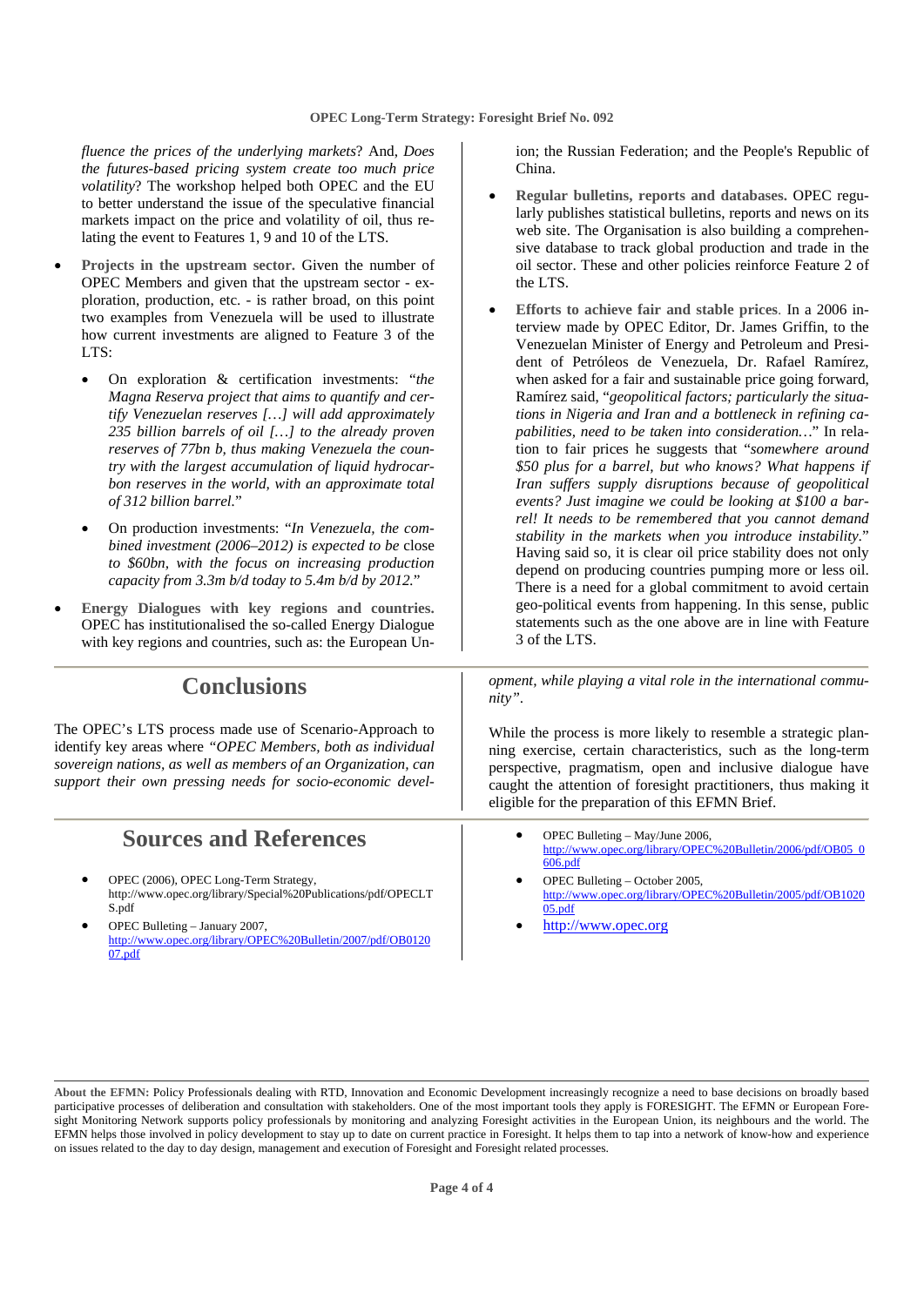*fluence the prices of the underlying markets*? And, *Does the futures-based pricing system create too much price volatility*? The workshop helped both OPEC and the EU to better understand the issue of the speculative financial markets impact on the price and volatility of oil, thus relating the event to Features 1, 9 and 10 of the LTS.

- **Projects in the upstream sector.** Given the number of OPEC Members and given that the upstream sector - exploration, production, etc. - is rather broad, on this point two examples from Venezuela will be used to illustrate how current investments are aligned to Feature 3 of the LTS:
  - On exploration & certification investments: "*the Magna Reserva project that aims to quantify and certify Venezuelan reserves […] will add approximately 235 billion barrels of oil […] to the already proven reserves of 77bn b, thus making Venezuela the country with the largest accumulation of liquid hydrocarbon reserves in the world, with an approximate total of 312 billion barrel.*"
  - On production investments: "*In Venezuela, the combined investment (2006–2012) is expected to be* close *to $60bn, with the focus on increasing production capacity from 3.3m b/d today to 5.4m b/d by 2012.*"
- **Energy Dialogues with key regions and countries.** OPEC has institutionalised the so-called Energy Dialogue with key regions and countries, such as: the European Union; the Russian Federation; and the People's Republic of China.
- **Regular bulletins, reports and databases.** OPEC regularly publishes statistical bulletins, reports and news on its web site. The Organisation is also building a comprehensive database to track global production and trade in the oil sector. These and other policies reinforce Feature 2 of the LTS.
- **Efforts to achieve fair and stable prices**. In a 2006 interview made by OPEC Editor, Dr. James Griffin, to the Venezuelan Minister of Energy and Petroleum and President of Petróleos de Venezuela, Dr. Rafael Ramírez, when asked for a fair and sustainable price going forward, Ramírez said, "*geopolitical factors; particularly the situations in Nigeria and Iran and a bottleneck in refining capabilities, need to be taken into consideration…*" In relation to fair prices he suggests that "*somewhere around $50 plus for a barrel, but who knows? What happens if Iran suffers supply disruptions because of geopolitical events? Just imagine we could be looking at $100 a barrel! It needs to be remembered that you cannot demand stability in the markets when you introduce instability.*" Having said so, it is clear oil price stability does not only depend on producing countries pumping more or less oil. There is a need for a global commitment to avoid certain geo-political events from happening. In this sense, public statements such as the one above are in line with Feature 3 of the LTS.

## Conclusions

The OPEC's LTS process made use of Scenario-Approach to identify key areas where *"OPEC Members, both as individual sovereign nations, as well as members of an Organization, can support their own pressing needs for socio-economic development, while playing a vital role in the international community"*.

While the process is more likely to resemble a strategic planning exercise, certain characteristics, such as the long-term perspective, pragmatism, open and inclusive dialogue have caught the attention of foresight practitioners, thus making it eligible for the preparation of this EFMN Brief.

## Sources and References

- OPEC (2006), OPEC Long-Term Strategy, http://www.opec.org/library/Special%20Publications/pdf/OPECLTS.pdf
- OPEC Bulleting – January 2007, http://www.opec.org/library/OPEC%20Bulletin/2007/pdf/OB012007.pdf
- OPEC Bulleting – May/June 2006, http://www.opec.org/library/OPEC%20Bulletin/2006/pdf/OB05_0606.pdf
- OPEC Bulleting – October 2005, http://www.opec.org/library/OPEC%20Bulletin/2005/pdf/OB102005.pdf
- http://www.opec.org

**About the EFMN:** Policy Professionals dealing with RTD, Innovation and Economic Development increasingly recognize a need to base decisions on broadly based participative processes of deliberation and consultation with stakeholders. One of the most important tools they apply is FORESIGHT. The EFMN or European Foresight Monitoring Network supports policy professionals by monitoring and analyzing Foresight activities in the European Union, its neighbours and the world. The EFMN helps those involved in policy development to stay up to date on current practice in Foresight. It helps them to tap into a network of know-how and experience on issues related to the day to day design, management and execution of Foresight and Foresight related processes.